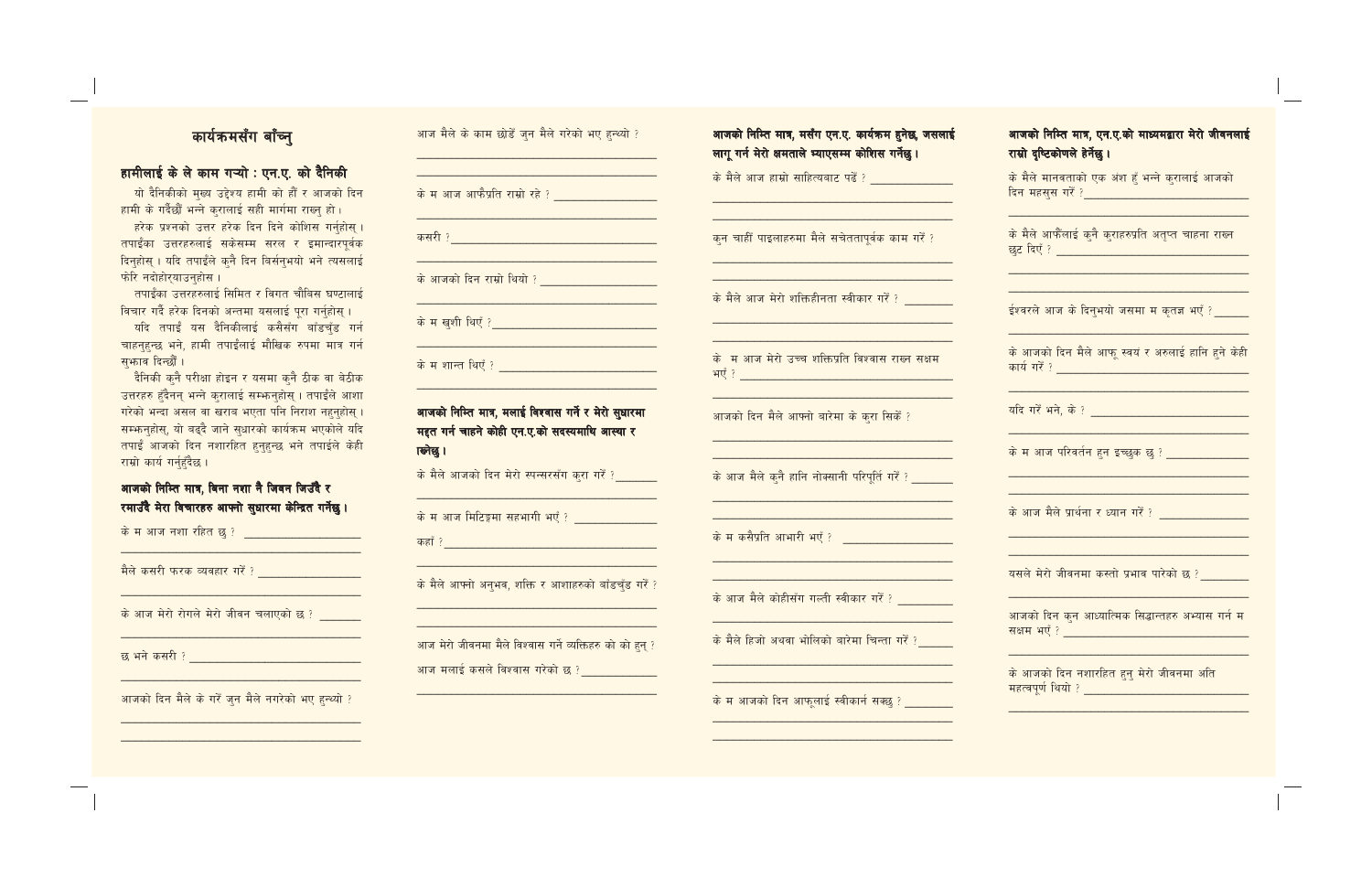## कार्यक्रमसँग बाँच्नु

### हामीलाई के ले काम गऱ्यो : एन.ए. को दैनिकी

यो दैनिकीको मुख्य उद्देश्य हामी को हौं र आजको दिन हामी के गर्दैछौं भन्ने कुरालाई सही मार्गमा राख्नु हो।

हरेक प्रश्नको उत्तर हरेक दिन दिने कोशिस गर्नुहोस्। तपाईंका उत्तरहरुलाई सकेसम्म सरल र इमान्दारपूर्वक दिनुहोस्। यदि तपाईंले कुनै दिन बिर्सनुभयो भने त्यसलाई फेरि नदोहोऱ्याउनुहोस।

तपाईंका उत्तरहरुलाई सिमित र विगत चौबिस घण्टालाई विचार गर्दै हरेक दिनको अन्तमा यसलाई पूरा गर्नुहोस्।

यदि तपाईं यस दैनिकीलाई कसैसँग बाँडचुँड गर्न चाहनुहुन्छ भने, हामी तपाईंलाई मौखिक रुपमा मात्र गर्न सुझाव दिन्छौं।

दैनिकी कुनै परीक्षा होइन र यसमा कुनै ठीक वा बेठीक उत्तरहरु हुँदैनन् भन्ने कुरालाई सम्झनुहोस्। तपाईंले आशा गरेको भन्दा असल वा खराब भएता पनि निराश नहुनुहोस्। सम्झनुहोस्, यो बढ्दै जाने सुधारको कार्यक्रम भएकोले यदि तपाईं आजको दिन नशारहित हुनुहुन्छ भने तपाईंले केही राम्रो कार्य गर्नुहुँदैछ।

### आजको निम्ति मात्र, बिना नशा नै जिवन जिउँदै र रमाउँदै मेरा बिचारहरु आफ्नो सुधारमा केन्द्रित गर्नेछु।

के म आज नशा रहित छु ? ______________________________

मैले कसरी फरक व्यवहार गरें ? ______________________________

के आज मेरो रोगले मेरो जीवन चलाएको छ ? ______________________________

छ भने कसरी ? ______________________________

आजको दिन मैले के गरें जुन मैले नगरेको भए हुन्थ्यो ? ______________________________

आज मैले के काम छोडें जुन मैले गरेको भए हुन्थ्यो ? ______________________________

के म आज आफैप्रति राम्रो रहे ? ______________________________

कसरी ? ______________________________

के आजको दिन राम्रो थियो ? ______________________________

के म खुशी थिएँ ? ______________________________

के म शान्त थिएँ ? ______________________________

### आजको निम्ति मात्र, मलाई विश्वास गर्ने र मेरो सुधारमा मद्दत गर्न चाहने कोही एन.ए.को सदस्यमाथि आस्था राख्नेछु।

के मैले आजको दिन मेरो स्पन्सरसँग कुरा गरें ? ______________________________

के म आज मिटिङ्मा सहभागी भएँ ? ______________________________

कहाँ ? ______________________________

के मैले आफ्नो अनुभव, शक्ति र आशाहरुको बाँडचुँड गरें ? ______________________________

आज मेरो जीवनमा मैले विश्वास गर्ने व्यक्तिहरु को को हुन् ? ______________________________

आज मलाई कसले विश्वास गरेको छ ? ______________________________

### आजको निम्ति मात्र, मसँग एन.ए. कार्यक्रम हुनेछ, जसलाई लागू गर्न मेरो क्षमताले भ्याएसम्म कोशिस गर्नेछु।

के मैले आज हाम्रो साहित्यबाट पढें ? ______________________________

कुन चाहीं पाइलाहरुमा मैले सचेततापूर्वक काम गरें ? ______________________________

के मैले आज मेरो शक्तिहीनता स्वीकार गरें ? ______________________________

के म आज मेरो उच्च शक्तिप्रति विश्वास राख्न सक्षम भएँ ? ______________________________

आजको दिन मैले आफ्नो बारेमा के कुरा सिकें ? ______________________________

के आज मैले कुनै हानि नोक्सानी परिपूर्ति गरें ? ______________________________

के म कसैप्रति आभारी भएँ ? ______________________________

के आज मैले कोहीसँग गल्ती स्वीकार गरें ? ______________________________

के मैले हिजो अथवा भोलिको बारेमा चिन्ता गरें ? ______________________________

के म आजको दिन आफूलाई स्वीकार्न सक्छु ? ______________________________

### आजको निम्ति मात्र, एन.ए.को माध्यमद्वारा मेरो जीवनलाई राम्रो दृष्टिकोणले हेर्नेछु।

के मैले मानवताको एक अंश हुँ भन्ने कुरालाई आजको दिन महसुस गरें ? ______________________________

के मैले आफैंलाई कुनै कुराहरुप्रति अतृप्त चाहना राख्न छुट दिएँ ? ______________________________

ईश्वरले आज के दिनुभयो जसमा म कृतज्ञ भएँ ? ______________________________

के आजको दिन मैले आफू स्वयं र अरुलाई हानि हुने केही कार्य गरें ? ______________________________

यदि गरें भने, के ? ______________________________

के म आज परिवर्तन हुन इच्छुक छु ? ______________________________

के आज मैले प्रार्थना र ध्यान गरें ? ______________________________

यसले मेरो जीवनमा कस्तो प्रभाव पारेको छ ? ______________________________

आजको दिन कुन आध्यात्मिक सिद्धान्तहरु अभ्यास गर्न म सक्षम भएँ ? ______________________________

के आजको दिन नशारहित हुनु मेरो जीवनमा अति महत्वपूर्ण थियो ? ______________________________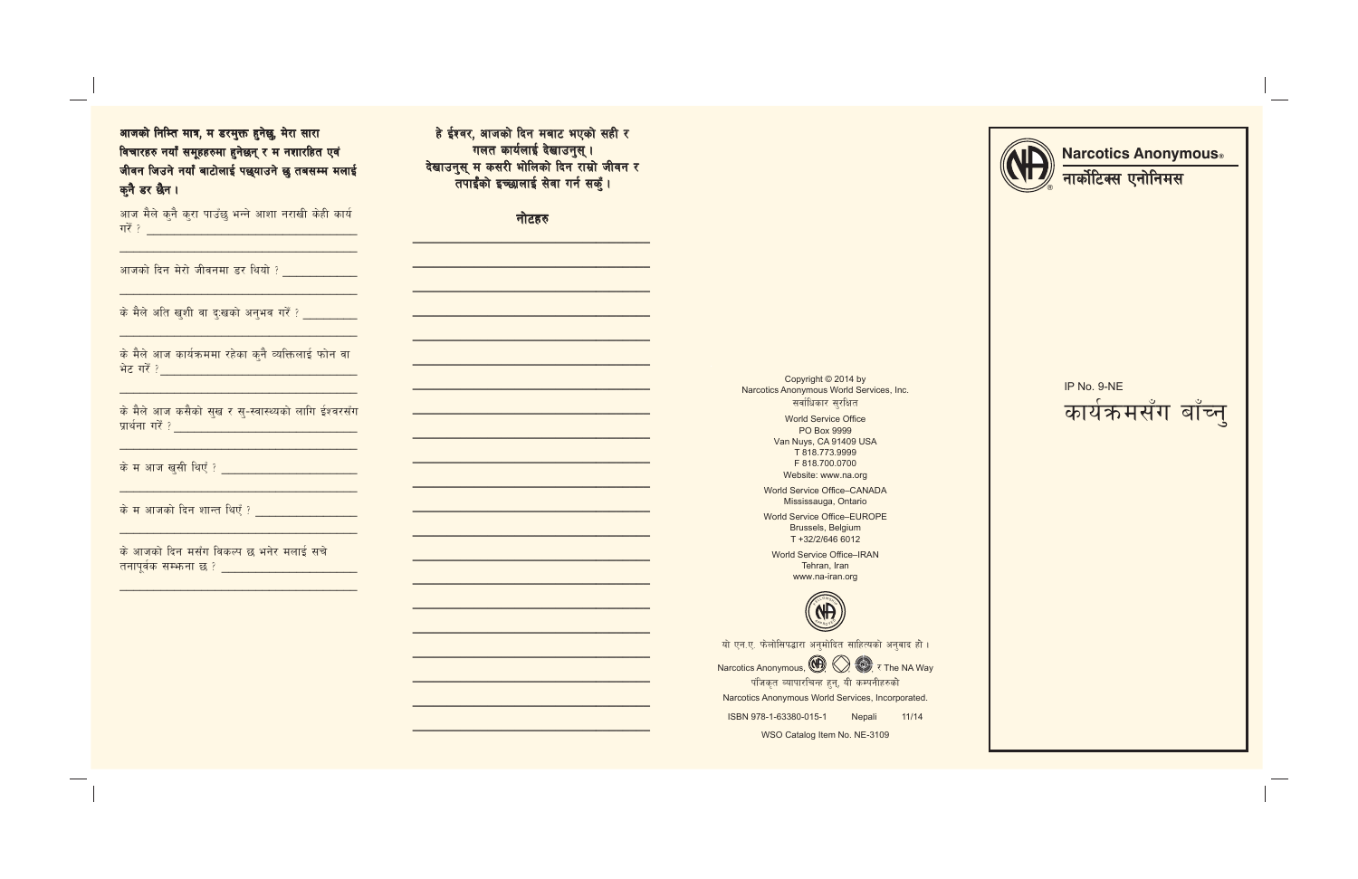**आजको निम्ति मात्र, म डरमुक्त हुनेछु, मेरा सारा विचारहरु नयाँ समूहहरुमा हुनेछन् र म नशारहित एवं जीवन जिउने नयाँ बाटोलाई पछ्याउने छु तबसम्म मलाई कुनै डर छैन।**

आज मैले कुनै कुरा पाउंछु भन्ने आशा नराखी केही कार्य गरें ? ______________________________

______________________________

आजको दिन मेरो जीवनमा डर थियो ? ____________

______________________________

के मैले अति खुशी वा दुःखको अनुभव गरें ? _________

______________________________

के मैले आज कार्यक्रममा रहेका कुनै व्यक्तिलाई फोन वा भेट गरें ? ______________________________

______________________________

के मैले आज कसैको सुख र सु-स्वास्थ्यको लागि ईश्वरसँग प्रार्थना गरें ? ______________________________

______________________________

के म आज खुसी थिएँ ? ______________________

______________________________

के म आजको दिन शान्त थिएँ ? ________________

______________________________

के आजको दिन मसँग विकल्प छ भनेर मलाई सचेतनापूर्वक सम्झना छ ? ______________________

______________________________

**हे ईश्वर, आजको दिन मबाट भएको सही र गलत कार्यलाई देखाउनुस्। देखाउनुस् म कसरी भोलिको दिन राम्रो जीवन र तपाईंको इच्छालाई सेवा गर्न सकुँ।**

## नोटहरु

______________________________

______________________________

______________________________

______________________________

______________________________

______________________________

______________________________

______________________________

______________________________

______________________________

______________________________

______________________________

______________________________

______________________________

______________________________

______________________________

______________________________

______________________________

______________________________

______________________________

Copyright © 2014 by
Narcotics Anonymous World Services, Inc.
सर्वाधिकार सुरक्षित

World Service Office
PO Box 9999
Van Nuys, CA 91409 USA
T 818.773.9999
F 818.700.0700
Website: www.na.org

World Service Office–CANADA
Mississauga, Ontario

World Service Office–EUROPE
Brussels, Belgium
T +32/2/646 6012

World Service Office–IRAN
Tehran, Iran
www.na-iran.org

यो एन.ए. फेलोसिपद्धारा अनुमोदित साहित्यको अनुवाद हो।

Narcotics Anonymous, र The NA Way पंजिकृत व्यापारचिन्ह हुन्, यी कम्पनीहरुको Narcotics Anonymous World Services, Incorporated.

ISBN 978-1-63380-015-1 Nepali 11/14

WSO Catalog Item No. NE-3109

**Narcotics Anonymous®**
**नार्कोटिक्स एनोनिमस**

IP No. 9-NE

# कार्यक्रमसँग बाँच्नु